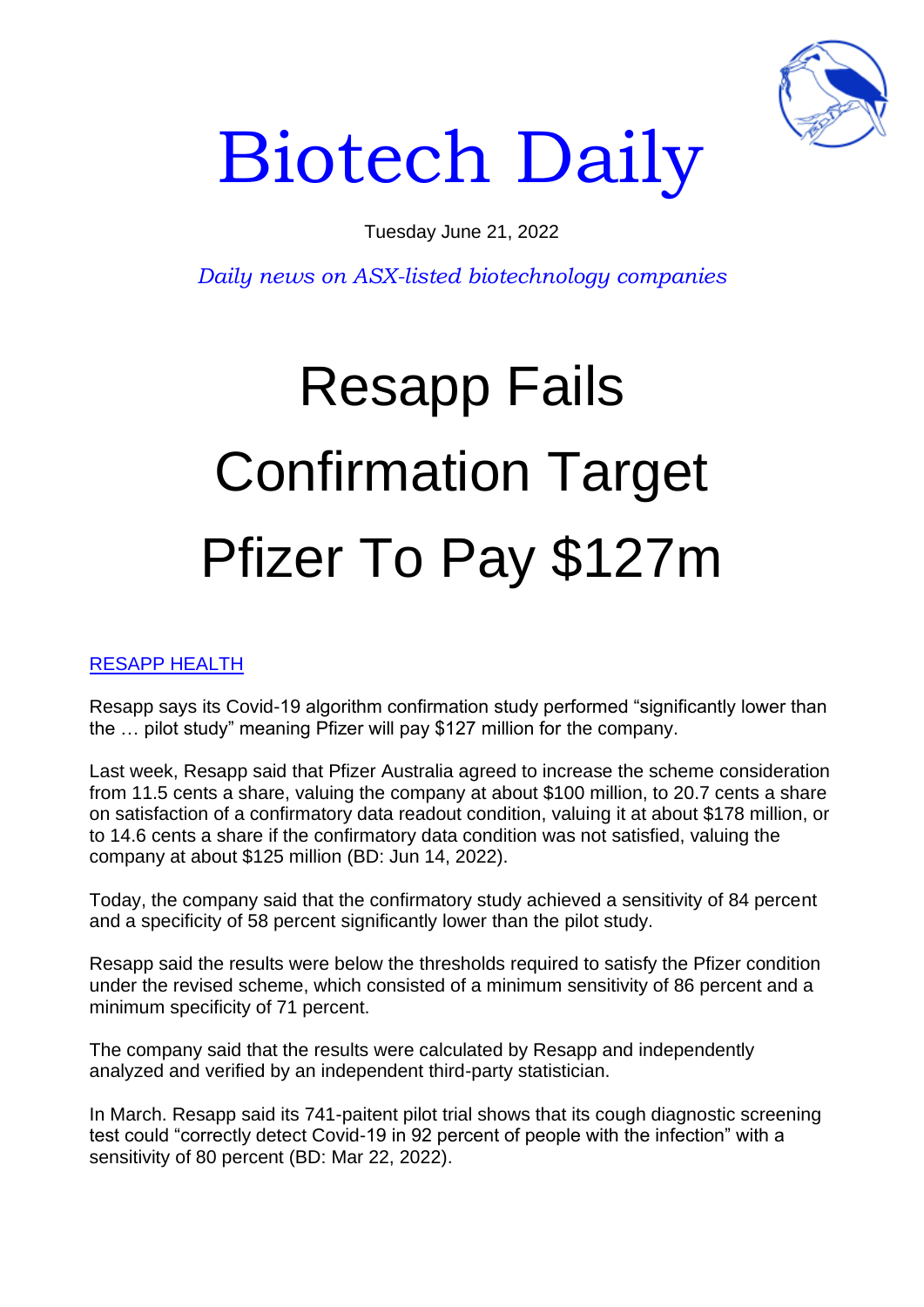# Biotech Daily

Tuesday June 21, 2022

*Daily news on ASX-listed biotechnology companies*

# Resapp Fails Confirmation Target Pfizer To Pay $127m

RESAPP HEALTH

Resapp says its Covid-19 algorithm confirmation study performed "significantly lower than the … pilot study" meaning Pfizer will pay $127 million for the company.

Last week, Resapp said that Pfizer Australia agreed to increase the scheme consideration from 11.5 cents a share, valuing the company at about $100 million, to 20.7 cents a share on satisfaction of a confirmatory data readout condition, valuing it at about $178 million, or to 14.6 cents a share if the confirmatory data condition was not satisfied, valuing the company at about $125 million (BD: Jun 14, 2022).

Today, the company said that the confirmatory study achieved a sensitivity of 84 percent and a specificity of 58 percent significantly lower than the pilot study.

Resapp said the results were below the thresholds required to satisfy the Pfizer condition under the revised scheme, which consisted of a minimum sensitivity of 86 percent and a minimum specificity of 71 percent.

The company said that the results were calculated by Resapp and independently analyzed and verified by an independent third-party statistician.

In March. Resapp said its 741-paitent pilot trial shows that its cough diagnostic screening test could "correctly detect Covid-19 in 92 percent of people with the infection" with a sensitivity of 80 percent (BD: Mar 22, 2022).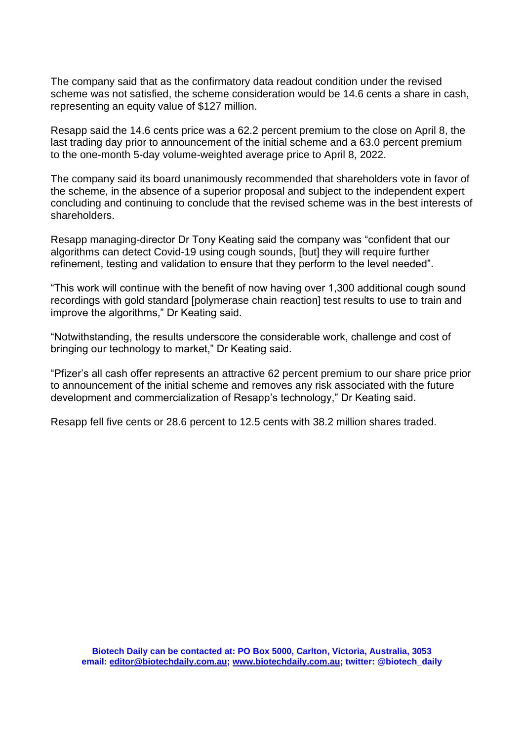The company said that as the confirmatory data readout condition under the revised scheme was not satisfied, the scheme consideration would be 14.6 cents a share in cash, representing an equity value of $127 million.

Resapp said the 14.6 cents price was a 62.2 percent premium to the close on April 8, the last trading day prior to announcement of the initial scheme and a 63.0 percent premium to the one-month 5-day volume-weighted average price to April 8, 2022.

The company said its board unanimously recommended that shareholders vote in favor of the scheme, in the absence of a superior proposal and subject to the independent expert concluding and continuing to conclude that the revised scheme was in the best interests of shareholders.

Resapp managing-director Dr Tony Keating said the company was "confident that our algorithms can detect Covid-19 using cough sounds, [but] they will require further refinement, testing and validation to ensure that they perform to the level needed".

"This work will continue with the benefit of now having over 1,300 additional cough sound recordings with gold standard [polymerase chain reaction] test results to use to train and improve the algorithms," Dr Keating said.

"Notwithstanding, the results underscore the considerable work, challenge and cost of bringing our technology to market," Dr Keating said.

"Pfizer's all cash offer represents an attractive 62 percent premium to our share price prior to announcement of the initial scheme and removes any risk associated with the future development and commercialization of Resapp's technology," Dr Keating said.

Resapp fell five cents or 28.6 percent to 12.5 cents with 38.2 million shares traded.

**Biotech Daily can be contacted at: PO Box 5000, Carlton, Victoria, Australia, 3053**
**email: editor@biotechdaily.com.au; www.biotechdaily.com.au; twitter: @biotech_daily**